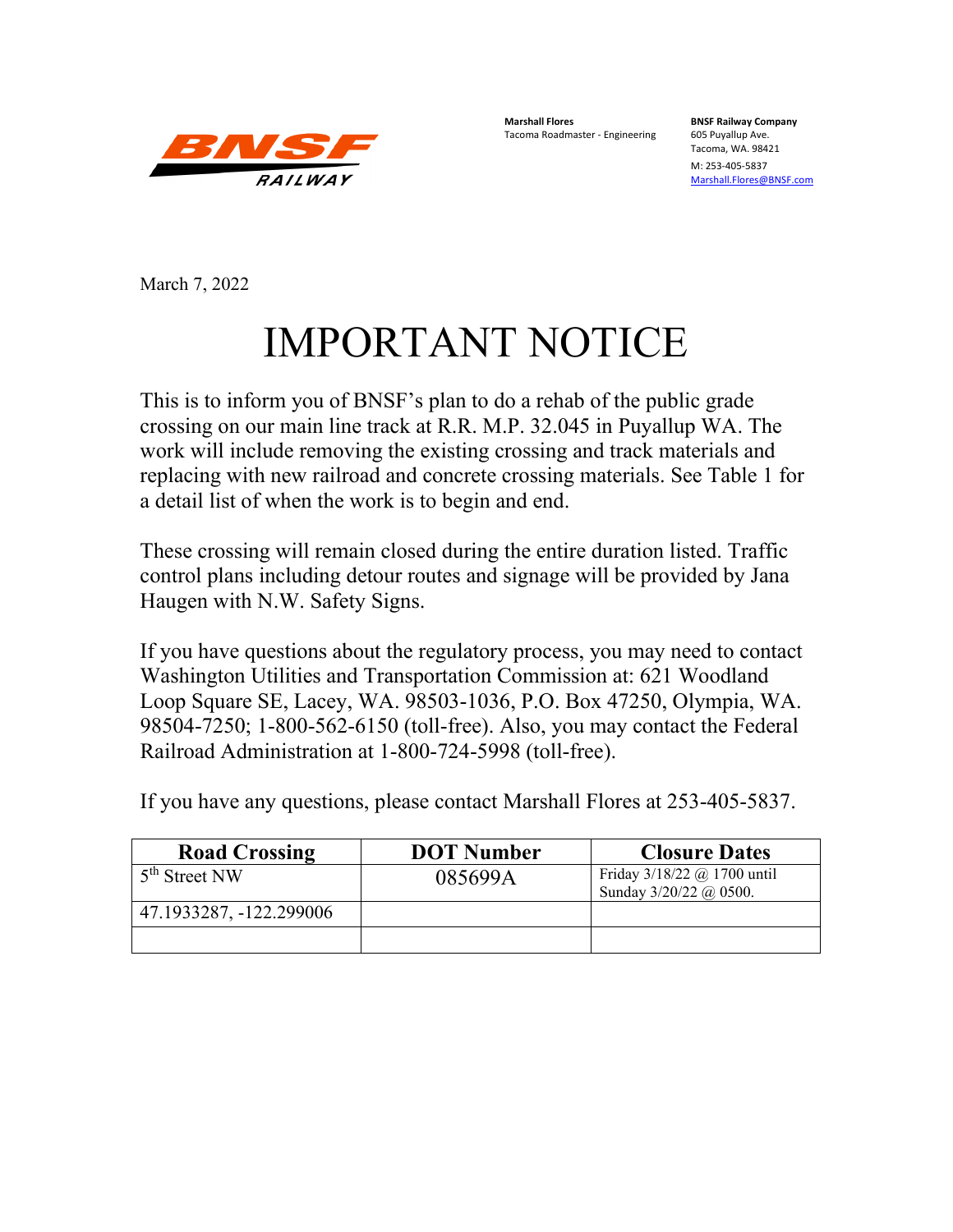BNSF RAILWAY

**Marshall Flores**
Tacoma Roadmaster - Engineering

**BNSF Railway Company**
605 Puyallup Ave.
Tacoma, WA. 98421
M: 253-405-5837
Marshall.Flores@BNSF.com

March 7, 2022

# IMPORTANT NOTICE

This is to inform you of BNSF's plan to do a rehab of the public grade crossing on our main line track at R.R. M.P. 32.045 in Puyallup WA. The work will include removing the existing crossing and track materials and replacing with new railroad and concrete crossing materials. See Table 1 for a detail list of when the work is to begin and end.

These crossing will remain closed during the entire duration listed. Traffic control plans including detour routes and signage will be provided by Jana Haugen with N.W. Safety Signs.

If you have questions about the regulatory process, you may need to contact Washington Utilities and Transportation Commission at: 621 Woodland Loop Square SE, Lacey, WA. 98503-1036, P.O. Box 47250, Olympia, WA. 98504-7250; 1-800-562-6150 (toll-free). Also, you may contact the Federal Railroad Administration at 1-800-724-5998 (toll-free).

If you have any questions, please contact Marshall Flores at 253-405-5837.

| Road Crossing | DOT Number | Closure Dates |
| --- | --- | --- |
| 5th Street NW | 085699A | Friday 3/18/22 @ 1700 until Sunday 3/20/22 @ 0500. |
| 47.1933287, -122.299006 | | |
| | | |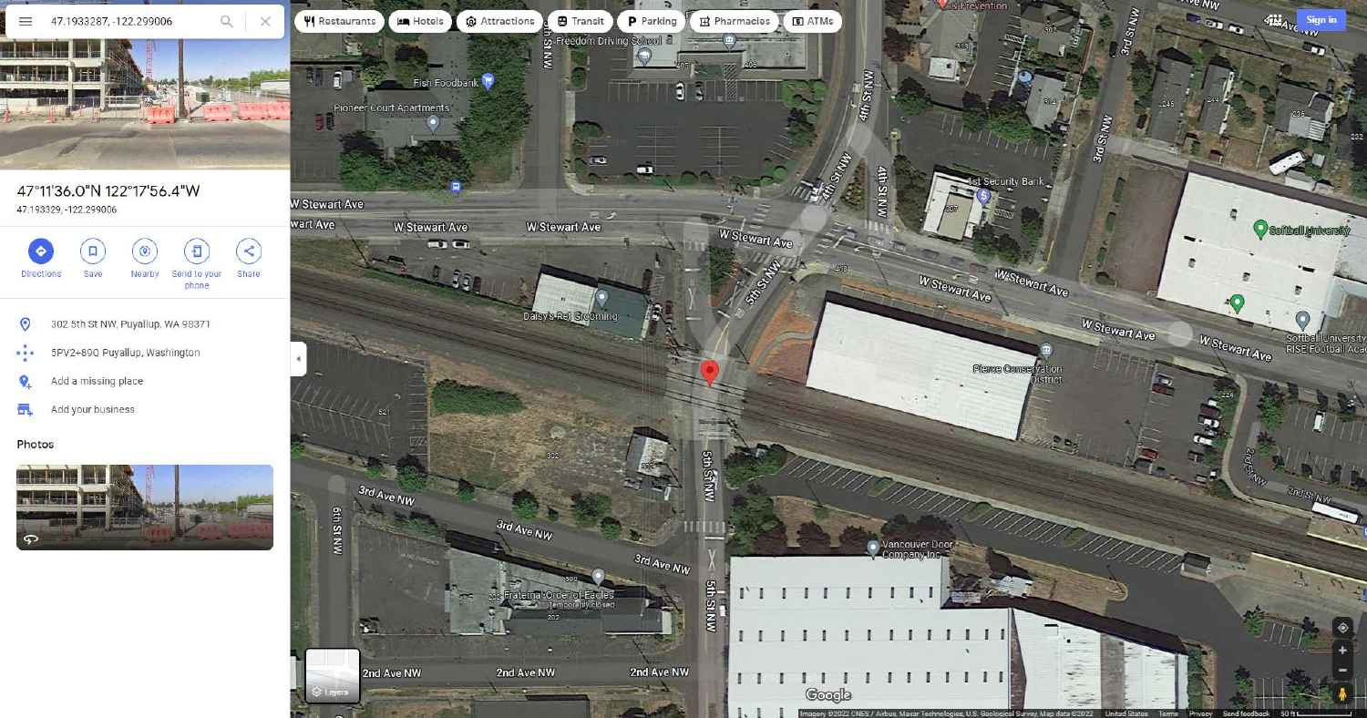47.1933287, -122.299006

Restaurants | Hotels | Attractions | Transit | Parking | Pharmacies | ATMs

Sign in

## 47°11'36.0"N 122°17'56.4"W

47.193329, -122.299006

Directions | Save | Nearby | Send to your phone | Share

302 5th St NW, Puyallup, WA 98371

5PV2+89Q Puyallup, Washington

Add a missing place

Add your business

Photos

Freedom Driving School

Fish Foodbank

Pioneer Court Apartments

W Stewart Ave

W Stewart Ave

W Stewart Ave

W Stewart Ave

W Stewart Ave

W Stewart Ave

W Stewart Ave

W Stewart Ave

4th St NW

4th St NW

5th St NW

5th St NW

5th St NW

3rd St NW

2nd St NW

6th St NW

1st Security Bank

Softball University

Softball University RISE Football Academy

Daisy's Pet Grooming

Pierce Conservation District

3rd Ave NW

3rd Ave NW

3rd Ave NW

2nd Ave NW

2nd Ave NW

2nd Ave NW

2nd Ave NW

Vancouver Door Company Inc

Fraternal Order of Eagles
Temporarily closed

Layers

Google

Imagery ©2022 CNES / Airbus, Maxar Technologies, U.S. Geological Survey, Map data ©2022 United States Terms Privacy Send feedback 50 ft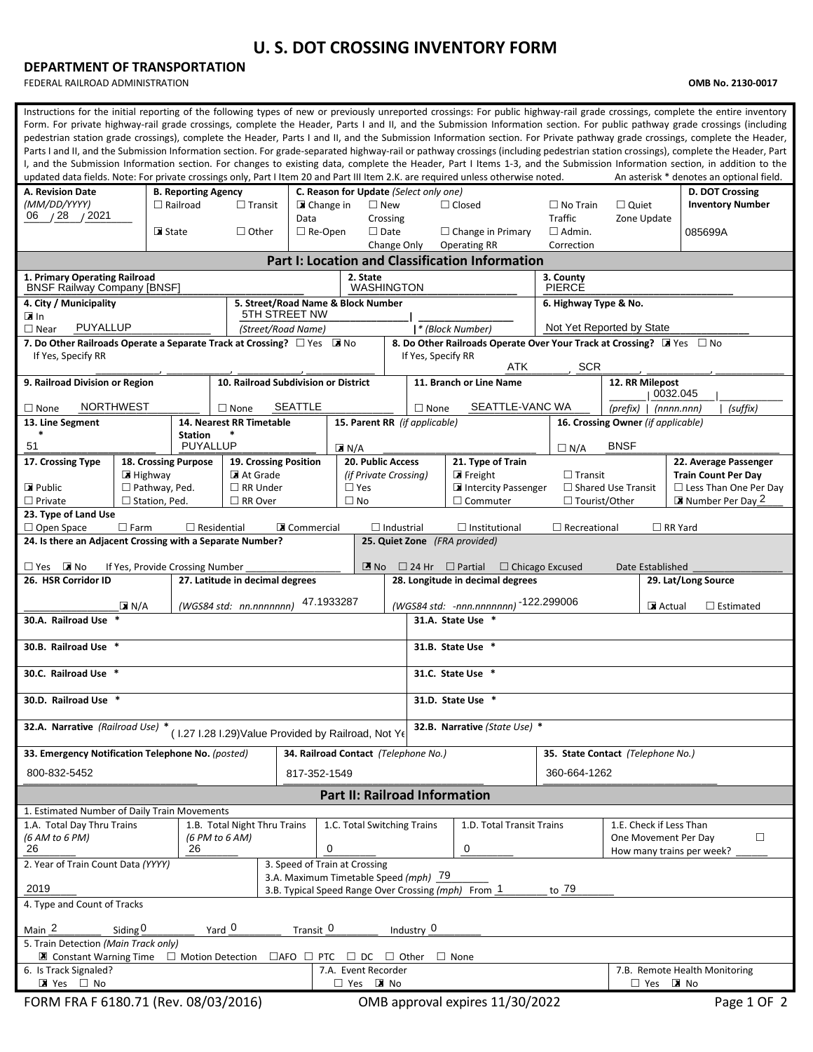# U. S. DOT CROSSING INVENTORY FORM

**DEPARTMENT OF TRANSPORTATION**

FEDERAL RAILROAD ADMINISTRATION

**OMB No. 2130-0017**

Instructions for the initial reporting of the following types of new or previously unreported crossings: For public highway-rail grade crossings, complete the entire inventory Form. For private highway-rail grade crossings, complete the Header, Parts I and II, and the Submission Information section. For public pathway grade crossings (including pedestrian station grade crossings), complete the Header, Parts I and II, and the Submission Information section. For Private pathway grade crossings, complete the Header, Parts I and II, and the Submission Information section. For grade-separated highway-rail or pathway crossings (including pedestrian station crossings), complete the Header, Part I, and the Submission Information section. For changes to existing data, complete the Header, Part I Items 1-3, and the Submission Information section, in addition to the updated data fields. Note: For private crossings only, Part I Item 20 and Part III Item 2.K. are required unless otherwise noted. An asterisk * denotes an optional field.

| A. Revision Date (MM/DD/YYYY) | B. Reporting Agency | C. Reason for Update (Select only one) | D. DOT Crossing Inventory Number |
|---|---|---|---|
| 06 / 28 / 2021 | ☐ Railroad ☐ Transit ☒ State ☐ Other | ☒ Change in Data ☐ New Crossing ☐ Closed ☐ No Train Traffic ☐ Quiet Zone Update ☐ Re-Open ☐ Date Change Only ☐ Change in Primary Operating RR ☐ Admin. Correction | 085699A |

## Part I: Location and Classification Information

| 1. Primary Operating Railroad | 2. State | 3. County |
|---|---|---|
| BNSF Railway Company [BNSF] | WASHINGTON | PIERCE |

| 4. City / Municipality | 5. Street/Road Name & Block Number | 6. Highway Type & No. |
|---|---|---|
| ☒ In ☐ Near PUYALLUP | 5TH STREET NW (Street/Road Name) \| * (Block Number) | Not Yet Reported by State |

| 7. Do Other Railroads Operate a Separate Track at Crossing? | 8. Do Other Railroads Operate Over Your Track at Crossing? |
|---|---|
| ☐ Yes ☒ No — If Yes, Specify RR | ☒ Yes ☐ No — If Yes, Specify RR: ATK, SCR |

| 9. Railroad Division or Region | 10. Railroad Subdivision or District | 11. Branch or Line Name | 12. RR Milepost |
|---|---|---|---|
| ☐ None NORTHWEST | ☐ None SEATTLE | ☐ None SEATTLE-VANC WA | (prefix) \| 0032.045 (nnnn.nnn) \| (suffix) |

| 13. Line Segment * | 14. Nearest RR Timetable Station * | 15. Parent RR (if applicable) | 16. Crossing Owner (if applicable) |
|---|---|---|---|
| 51 | PUYALLUP | ☒ N/A | ☐ N/A BNSF |

| 17. Crossing Type | 18. Crossing Purpose | 19. Crossing Position | 20. Public Access (if Private Crossing) | 21. Type of Train | 22. Average Passenger Train Count Per Day |
|---|---|---|---|---|---|
| ☒ Public ☐ Private | ☒ Highway ☐ Pathway, Ped. ☐ Station, Ped. | ☒ At Grade ☐ RR Under ☐ RR Over | ☐ Yes ☐ No | ☒ Freight ☒ Intercity Passenger ☐ Commuter ☐ Transit ☐ Shared Use Transit ☐ Tourist/Other | ☐ Less Than One Per Day ☒ Number Per Day 2 |

**23. Type of Land Use**

☐ Open Space ☐ Farm ☐ Residential ☒ Commercial ☐ Industrial ☐ Institutional ☐ Recreational ☐ RR Yard

| 24. Is there an Adjacent Crossing with a Separate Number? | 25. Quiet Zone (FRA provided) |
|---|---|
| ☐ Yes ☒ No If Yes, Provide Crossing Number | ☒ No ☐ 24 Hr ☐ Partial ☐ Chicago Excused Date Established |

| 26. HSR Corridor ID | 27. Latitude in decimal degrees | 28. Longitude in decimal degrees | 29. Lat/Long Source |
|---|---|---|---|
| ☒ N/A | (WGS84 std: nn.nnnnnnn) 47.1933287 | (WGS84 std: -nnn.nnnnnnn) -122.299006 | ☒ Actual ☐ Estimated |

| | |
|---|---|
| 30.A. Railroad Use * | 31.A. State Use * |
| 30.B. Railroad Use * | 31.B. State Use * |
| 30.C. Railroad Use * | 31.C. State Use * |
| 30.D. Railroad Use * | 31.D. State Use * |
| 32.A. Narrative (Railroad Use) * ( I.27 I.28 I.29)Value Provided by Railroad, Not Ye | 32.B. Narrative (State Use) * |

| 33. Emergency Notification Telephone No. (posted) | 34. Railroad Contact (Telephone No.) | 35. State Contact (Telephone No.) |
|---|---|---|
| 800-832-5452 | 817-352-1549 | 360-664-1262 |

## Part II: Railroad Information

**1. Estimated Number of Daily Train Movements**

| 1.A. Total Day Thru Trains (6 AM to 6 PM) | 1.B. Total Night Thru Trains (6 PM to 6 AM) | 1.C. Total Switching Trains | 1.D. Total Transit Trains | 1.E. Check if Less Than One Movement Per Day ☐ How many trains per week? |
|---|---|---|---|---|
| 26 | 26 | 0 | 0 | |

| 2. Year of Train Count Data (YYYY) | 3. Speed of Train at Crossing |
|---|---|
| 2019 | 3.A. Maximum Timetable Speed (mph) 79 — 3.B. Typical Speed Range Over Crossing (mph) From 1 to 79 |

**4. Type and Count of Tracks**

Main 2 Siding 0 Yard 0 Transit 0 Industry 0

**5. Train Detection (Main Track only)**

☒ Constant Warning Time ☐ Motion Detection ☐AFO ☐ PTC ☐ DC ☐ Other ☐ None

| 6. Is Track Signaled? | 7.A. Event Recorder | 7.B. Remote Health Monitoring |
|---|---|---|
| ☒ Yes ☐ No | ☐ Yes ☒ No | ☐ Yes ☒ No |

FORM FRA F 6180.71 (Rev. 08/03/2016) OMB approval expires 11/30/2022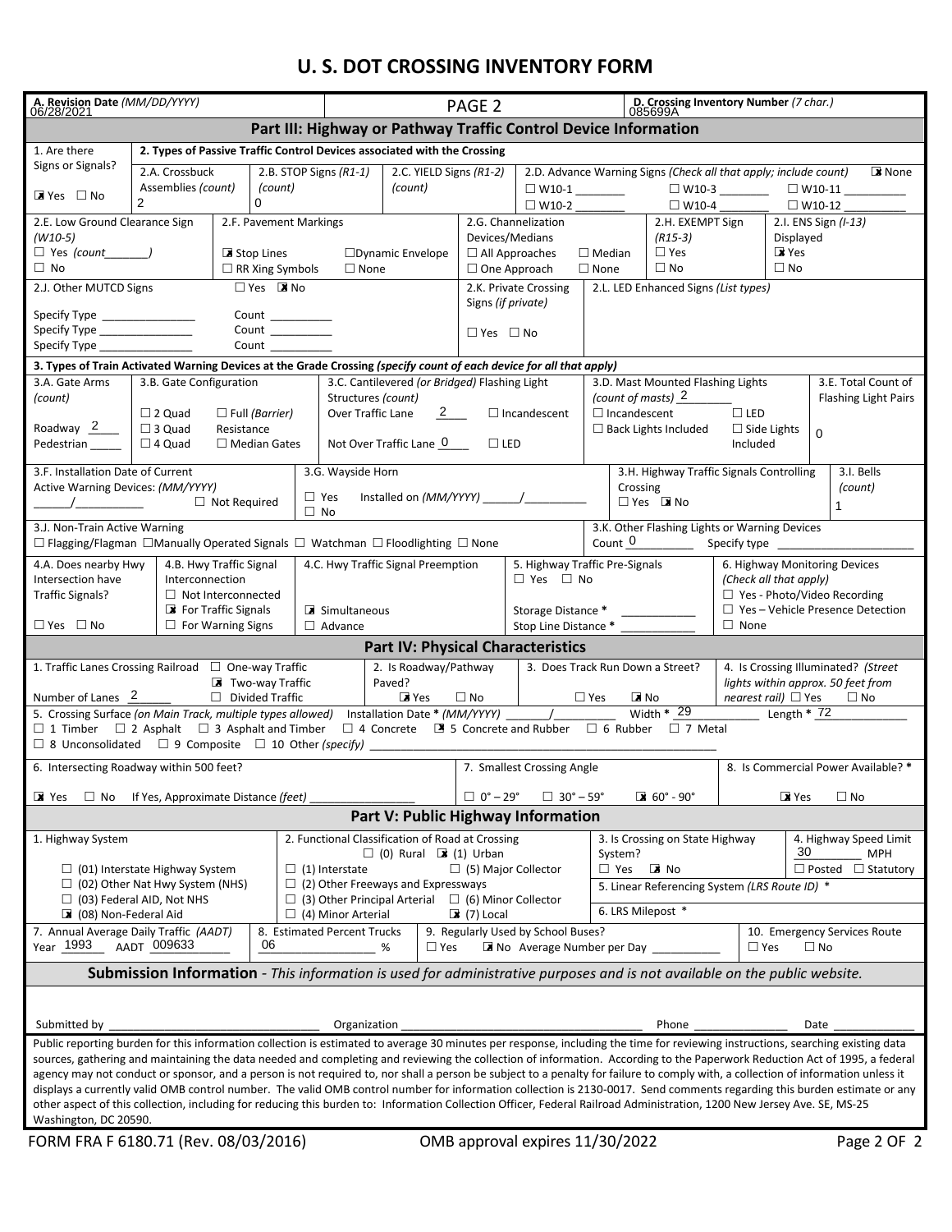# U. S. DOT CROSSING INVENTORY FORM

**A. Revision Date** *(MM/DD/YYYY)* 06/28/2021

PAGE 2

**D. Crossing Inventory Number** *(7 char.)* 085699A

## Part III: Highway or Pathway Traffic Control Device Information

**1. Are there Signs or Signals?** ☒ Yes ☐ No

**2. Types of Passive Traffic Control Devices associated with the Crossing**

- 2.A. Crossbuck Assemblies *(count)*: 2
- 2.B. STOP Signs (R1-1) *(count)*: 0
- 2.C. YIELD Signs (R1-2) *(count)*:
- 2.D. Advance Warning Signs *(Check all that apply; include count)* ☒ None
  - ☐ W10-1 ________ ☐ W10-3 ________ ☐ W10-11 ________
  - ☐ W10-2 ________ ☐ W10-4 ________ ☐ W10-12 ________
- 2.E. Low Ground Clearance Sign (W10-5): ☐ Yes *(count_______)* ☐ No
- 2.F. Pavement Markings: ☒ Stop Lines ☐ Dynamic Envelope ☐ RR Xing Symbols ☐ None
- 2.G. Channelization Devices/Medians: ☐ All Approaches ☐ Median ☐ One Approach ☐ None
- 2.H. EXEMPT Sign (R15-3): ☐ Yes ☐ No
- 2.I. ENS Sign (I-13) Displayed: ☒ Yes ☐ No
- 2.J. Other MUTCD Signs: ☐ Yes ☒ No
  - Specify Type ________ Count ________
  - Specify Type ________ Count ________
  - Specify Type ________ Count ________
- 2.K. Private Crossing Signs *(if private)*: ☐ Yes ☐ No
- 2.L. LED Enhanced Signs *(List types)*:

**3. Types of Train Activated Warning Devices at the Grade Crossing** *(specify count of each device for all that apply)*

- 3.A. Gate Arms *(count)*: Roadway 2 Pedestrian _____
- 3.B. Gate Configuration: ☐ 2 Quad ☐ 3 Quad ☐ 4 Quad ☐ Full (Barrier) Resistance ☐ Median Gates
- 3.C. Cantilevered *(or Bridged)* Flashing Light Structures *(count)*: Over Traffic Lane 2 ☐ Incandescent; Not Over Traffic Lane 0 ☐ LED
- 3.D. Mast Mounted Flashing Lights *(count of masts)* 2: ☐ Incandescent ☐ LED ☐ Back Lights Included ☐ Side Lights Included
- 3.E. Total Count of Flashing Light Pairs: 0
- 3.F. Installation Date of Current Active Warning Devices: *(MM/YYYY)* ______/__________ ☐ Not Required
- 3.G. Wayside Horn: ☐ Yes Installed on *(MM/YYYY)* ______/__________ ☐ No
- 3.H. Highway Traffic Signals Controlling Crossing: ☐ Yes ☒ No
- 3.I. Bells *(count)*: 1
- 3.J. Non-Train Active Warning: ☐ Flagging/Flagman ☐ Manually Operated Signals ☐ Watchman ☐ Floodlighting ☐ None
- 3.K. Other Flashing Lights or Warning Devices: Count 0 Specify type ________

- 4.A. Does nearby Hwy Intersection have Traffic Signals? ☐ Yes ☐ No
- 4.B. Hwy Traffic Signal Interconnection: ☐ Not Interconnected ☒ For Traffic Signals ☐ For Warning Signs
- 4.C. Hwy Traffic Signal Preemption: ☒ Simultaneous ☐ Advance
- 5. Highway Traffic Pre-Signals: ☐ Yes ☐ No; Storage Distance * ________ Stop Line Distance * ________
- 6. Highway Monitoring Devices *(Check all that apply)*: ☐ Yes - Photo/Video Recording ☐ Yes – Vehicle Presence Detection ☐ None

## Part IV: Physical Characteristics

- 1. Traffic Lanes Crossing Railroad: ☐ One-way Traffic ☒ Two-way Traffic ☐ Divided Traffic; Number of Lanes 2
- 2. Is Roadway/Pathway Paved? ☒ Yes ☐ No
- 3. Does Track Run Down a Street? ☐ Yes ☒ No
- 4. Is Crossing Illuminated? *(Street lights within approx. 50 feet from nearest rail)* ☐ Yes ☐ No
- 5. Crossing Surface *(on Main Track, multiple types allowed)* Installation Date * *(MM/YYYY)* ______/________ Width * 29 Length * 72
  - ☐ 1 Timber ☐ 2 Asphalt ☐ 3 Asphalt and Timber ☐ 4 Concrete ☒ 5 Concrete and Rubber ☐ 6 Rubber ☐ 7 Metal ☐ 8 Unconsolidated ☐ 9 Composite ☐ 10 Other *(specify)* ________
- 6. Intersecting Roadway within 500 feet? ☒ Yes ☐ No If Yes, Approximate Distance *(feet)* ________
- 7. Smallest Crossing Angle: ☐ 0° – 29° ☐ 30° – 59° ☒ 60° - 90°
- 8. Is Commercial Power Available? * ☒ Yes ☐ No

## Part V: Public Highway Information

- 1. Highway System: ☐ (01) Interstate Highway System ☐ (02) Other Nat Hwy System (NHS) ☐ (03) Federal AID, Not NHS ☒ (08) Non-Federal Aid
- 2. Functional Classification of Road at Crossing: ☐ (0) Rural ☒ (1) Urban
  - ☐ (1) Interstate ☐ (2) Other Freeways and Expressways ☐ (3) Other Principal Arterial ☐ (4) Minor Arterial ☐ (5) Major Collector ☐ (6) Minor Collector ☒ (7) Local
- 3. Is Crossing on State Highway System? ☐ Yes ☒ No
- 4. Highway Speed Limit: 30 MPH ☐ Posted ☐ Statutory
- 5. Linear Referencing System *(LRS Route ID)* *
- 6. LRS Milepost *
- 7. Annual Average Daily Traffic *(AADT)*: Year 1993 AADT 009633
- 8. Estimated Percent Trucks: 06 %
- 9. Regularly Used by School Buses? ☐ Yes ☒ No Average Number per Day ________
- 10. Emergency Services Route: ☐ Yes ☐ No

**Submission Information** - *This information is used for administrative purposes and is not available on the public website.*

Submitted by ________________ Organization ________________ Phone ________ Date ________

Public reporting burden for this information collection is estimated to average 30 minutes per response, including the time for reviewing instructions, searching existing data sources, gathering and maintaining the data needed and completing and reviewing the collection of information. According to the Paperwork Reduction Act of 1995, a federal agency may not conduct or sponsor, and a person is not required to, nor shall a person be subject to a penalty for failure to comply with, a collection of information unless it displays a currently valid OMB control number. The valid OMB control number for information collection is 2130-0017. Send comments regarding this burden estimate or any other aspect of this collection, including for reducing this burden to: Information Collection Officer, Federal Railroad Administration, 1200 New Jersey Ave. SE, MS-25 Washington, DC 20590.

FORM FRA F 6180.71 (Rev. 08/03/2016) OMB approval expires 11/30/2022